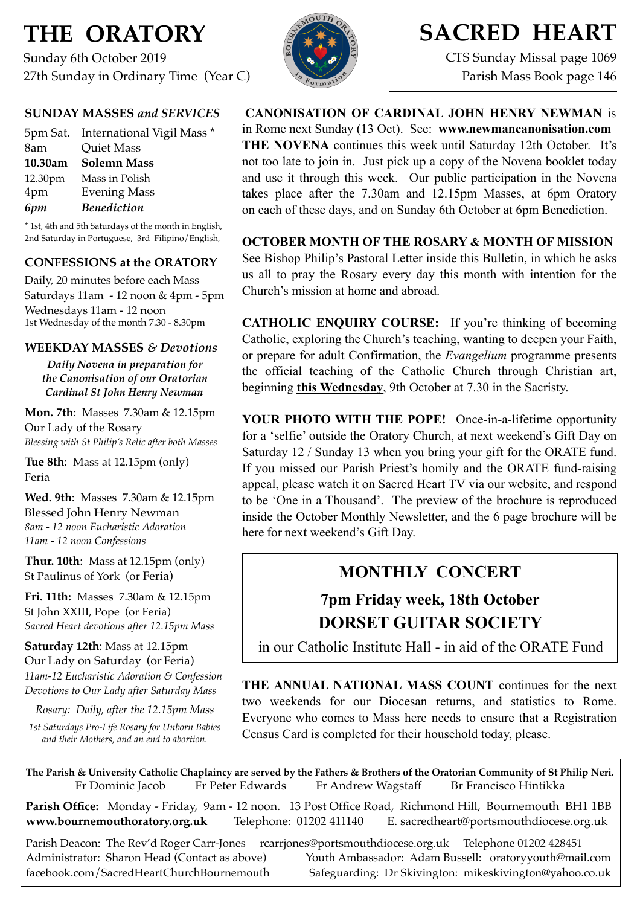# THE ORATORY

Sunday 6th October 2019
27th Sunday in Ordinary Time (Year C)

# SACRED HEART

CTS Sunday Missal page 1069
Parish Mass Book page 146

### SUNDAY MASSES *and SERVICES*

| | |
|---|---|
| 5pm Sat. | International Vigil Mass * |
| 8am | Quiet Mass |
| **10.30am** | **Solemn Mass** |
| 12.30pm | Mass in Polish |
| 4pm | Evening Mass |
| ***6pm*** | ***Benediction*** |

* 1st, 4th and 5th Saturdays of the month in English, 2nd Saturday in Portuguese, 3rd Filipino/English,

### CONFESSIONS at the ORATORY

Daily, 20 minutes before each Mass
Saturdays 11am - 12 noon & 4pm - 5pm
Wednesdays 11am - 12 noon
1st Wednesday of the month 7.30 - 8.30pm

### WEEKDAY MASSES *& Devotions*

***Daily Novena in preparation for the Canonisation of our Oratorian Cardinal St John Henry Newman***

**Mon. 7th**: Masses 7.30am & 12.15pm
Our Lady of the Rosary
*Blessing with St Philip's Relic after both Masses*

**Tue 8th**: Mass at 12.15pm (only)
Feria

**Wed. 9th**: Masses 7.30am & 12.15pm
Blessed John Henry Newman
*8am - 12 noon Eucharistic Adoration*
*11am - 12 noon Confessions*

**Thur. 10th**: Mass at 12.15pm (only)
St Paulinus of York (or Feria)

**Fri. 11th:** Masses 7.30am & 12.15pm
St John XXIII, Pope (or Feria)
*Sacred Heart devotions after 12.15pm Mass*

**Saturday 12th**: Mass at 12.15pm
Our Lady on Saturday (or Feria)
*11am-12 Eucharistic Adoration & Confession*
*Devotions to Our Lady after Saturday Mass*

*Rosary: Daily, after the 12.15pm Mass*

*1st Saturdays Pro-Life Rosary for Unborn Babies and their Mothers, and an end to abortion.*

**CANONISATION OF CARDINAL JOHN HENRY NEWMAN** is in Rome next Sunday (13 Oct). See: **www.newmancanonisation.com**
**THE NOVENA** continues this week until Saturday 12th October. It's not too late to join in. Just pick up a copy of the Novena booklet today and use it through this week. Our public participation in the Novena takes place after the 7.30am and 12.15pm Masses, at 6pm Oratory on each of these days, and on Sunday 6th October at 6pm Benediction.

**OCTOBER MONTH OF THE ROSARY & MONTH OF MISSION**
See Bishop Philip's Pastoral Letter inside this Bulletin, in which he asks us all to pray the Rosary every day this month with intention for the Church's mission at home and abroad.

**CATHOLIC ENQUIRY COURSE:** If you're thinking of becoming Catholic, exploring the Church's teaching, wanting to deepen your Faith, or prepare for adult Confirmation, the *Evangelium* programme presents the official teaching of the Catholic Church through Christian art, beginning **this Wednesday**, 9th October at 7.30 in the Sacristy.

**YOUR PHOTO WITH THE POPE!** Once-in-a-lifetime opportunity for a 'selfie' outside the Oratory Church, at next weekend's Gift Day on Saturday 12 / Sunday 13 when you bring your gift for the ORATE fund. If you missed our Parish Priest's homily and the ORATE fund-raising appeal, please watch it on Sacred Heart TV via our website, and respond to be 'One in a Thousand'. The preview of the brochure is reproduced inside the October Monthly Newsletter, and the 6 page brochure will be here for next weekend's Gift Day.

## MONTHLY CONCERT

### 7pm Friday week, 18th October
### DORSET GUITAR SOCIETY

in our Catholic Institute Hall - in aid of the ORATE Fund

**THE ANNUAL NATIONAL MASS COUNT** continues for the next two weekends for our Diocesan returns, and statistics to Rome. Everyone who comes to Mass here needs to ensure that a Registration Census Card is completed for their household today, please.

**The Parish & University Catholic Chaplaincy are served by the Fathers & Brothers of the Oratorian Community of St Philip Neri.**
Fr Dominic Jacob Fr Peter Edwards Fr Andrew Wagstaff Br Francisco Hintikka

**Parish Office:** Monday - Friday, 9am - 12 noon. 13 Post Office Road, Richmond Hill, Bournemouth BH1 1BB
**www.bournemouthoratory.org.uk** Telephone: 01202 411140 E. sacredheart@portsmouthdiocese.org.uk

Parish Deacon: The Rev'd Roger Carr-Jones rcarrjones@portsmouthdiocese.org.uk Telephone 01202 428451
Administrator: Sharon Head (Contact as above) Youth Ambassador: Adam Bussell: oratoryyouth@mail.com
facebook.com/SacredHeartChurchBournemouth Safeguarding: Dr Skivington: mikeskivington@yahoo.co.uk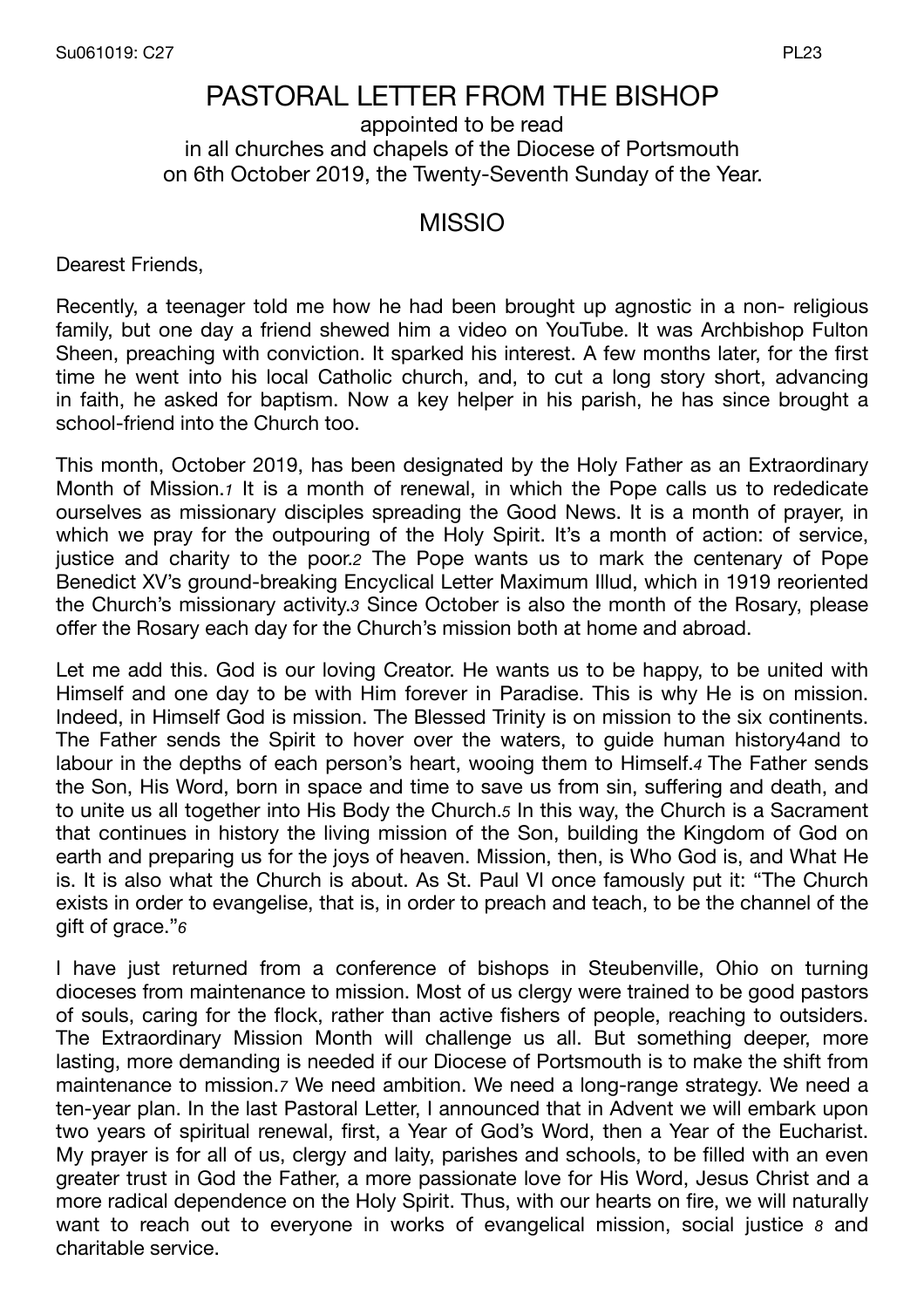# PASTORAL LETTER FROM THE BISHOP

appointed to be read
in all churches and chapels of the Diocese of Portsmouth
on 6th October 2019, the Twenty-Seventh Sunday of the Year.

## MISSIO

Dearest Friends,

Recently, a teenager told me how he had been brought up agnostic in a non- religious family, but one day a friend shewed him a video on YouTube. It was Archbishop Fulton Sheen, preaching with conviction. It sparked his interest. A few months later, for the first time he went into his local Catholic church, and, to cut a long story short, advancing in faith, he asked for baptism. Now a key helper in his parish, he has since brought a school-friend into the Church too.

This month, October 2019, has been designated by the Holy Father as an Extraordinary Month of Mission.[1] It is a month of renewal, in which the Pope calls us to rededicate ourselves as missionary disciples spreading the Good News. It is a month of prayer, in which we pray for the outpouring of the Holy Spirit. It's a month of action: of service, justice and charity to the poor.[2] The Pope wants us to mark the centenary of Pope Benedict XV's ground-breaking Encyclical Letter Maximum Illud, which in 1919 reoriented the Church's missionary activity.[3] Since October is also the month of the Rosary, please offer the Rosary each day for the Church's mission both at home and abroad.

Let me add this. God is our loving Creator. He wants us to be happy, to be united with Himself and one day to be with Him forever in Paradise. This is why He is on mission. Indeed, in Himself God is mission. The Blessed Trinity is on mission to the six continents. The Father sends the Spirit to hover over the waters, to guide human history4and to labour in the depths of each person's heart, wooing them to Himself.[4] The Father sends the Son, His Word, born in space and time to save us from sin, suffering and death, and to unite us all together into His Body the Church.[5] In this way, the Church is a Sacrament that continues in history the living mission of the Son, building the Kingdom of God on earth and preparing us for the joys of heaven. Mission, then, is Who God is, and What He is. It is also what the Church is about. As St. Paul VI once famously put it: "The Church exists in order to evangelise, that is, in order to preach and teach, to be the channel of the gift of grace."[6]

I have just returned from a conference of bishops in Steubenville, Ohio on turning dioceses from maintenance to mission. Most of us clergy were trained to be good pastors of souls, caring for the flock, rather than active fishers of people, reaching to outsiders. The Extraordinary Mission Month will challenge us all. But something deeper, more lasting, more demanding is needed if our Diocese of Portsmouth is to make the shift from maintenance to mission.[7] We need ambition. We need a long-range strategy. We need a ten-year plan. In the last Pastoral Letter, I announced that in Advent we will embark upon two years of spiritual renewal, first, a Year of God's Word, then a Year of the Eucharist. My prayer is for all of us, clergy and laity, parishes and schools, to be filled with an even greater trust in God the Father, a more passionate love for His Word, Jesus Christ and a more radical dependence on the Holy Spirit. Thus, with our hearts on fire, we will naturally want to reach out to everyone in works of evangelical mission, social justice [8] and charitable service.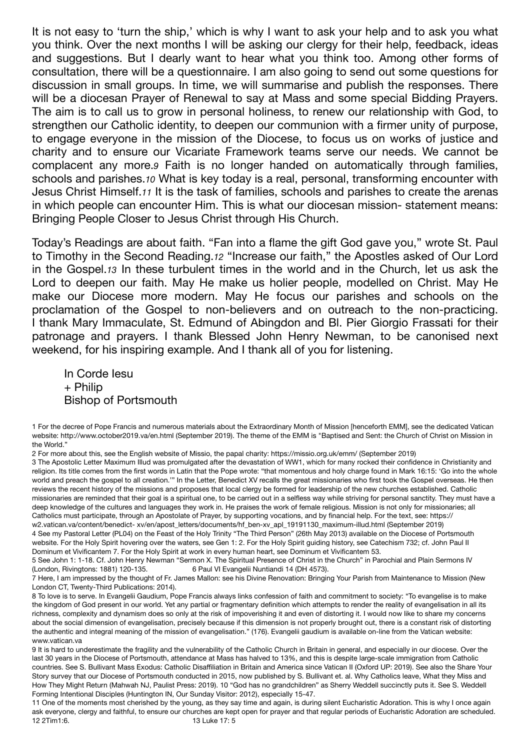It is not easy to 'turn the ship,' which is why I want to ask your help and to ask you what you think. Over the next months I will be asking our clergy for their help, feedback, ideas and suggestions. But I dearly want to hear what you think too. Among other forms of consultation, there will be a questionnaire. I am also going to send out some questions for discussion in small groups. In time, we will summarise and publish the responses. There will be a diocesan Prayer of Renewal to say at Mass and some special Bidding Prayers. The aim is to call us to grow in personal holiness, to renew our relationship with God, to strengthen our Catholic identity, to deepen our communion with a firmer unity of purpose, to engage everyone in the mission of the Diocese, to focus us on works of justice and charity and to ensure our Vicariate Framework teams serve our needs. We cannot be complacent any more.[9] Faith is no longer handed on automatically through families, schools and parishes.[10] What is key today is a real, personal, transforming encounter with Jesus Christ Himself.[11] It is the task of families, schools and parishes to create the arenas in which people can encounter Him. This is what our diocesan mission- statement means: Bringing People Closer to Jesus Christ through His Church.

Today's Readings are about faith. "Fan into a flame the gift God gave you," wrote St. Paul to Timothy in the Second Reading.[12] "Increase our faith," the Apostles asked of Our Lord in the Gospel.[13] In these turbulent times in the world and in the Church, let us ask the Lord to deepen our faith. May He make us holier people, modelled on Christ. May He make our Diocese more modern. May He focus our parishes and schools on the proclamation of the Gospel to non-believers and on outreach to the non-practicing. I thank Mary Immaculate, St. Edmund of Abingdon and Bl. Pier Giorgio Frassati for their patronage and prayers. I thank Blessed John Henry Newman, to be canonised next weekend, for his inspiring example. And I thank all of you for listening.

In Corde Iesu
\+ Philip
Bishop of Portsmouth

1 For the decree of Pope Francis and numerous materials about the Extraordinary Month of Mission [henceforth EMM], see the dedicated Vatican website: http://www.october2019.va/en.html (September 2019). The theme of the EMM is "Baptised and Sent: the Church of Christ on Mission in the World."

2 For more about this, see the English website of Missio, the papal charity: https://missio.org.uk/emm/ (September 2019)

3 The Apostolic Letter Maximum Illud was promulgated after the devastation of WW1, which for many rocked their confidence in Christianity and religion. Its title comes from the first words in Latin that the Pope wrote: "that momentous and holy charge found in Mark 16:15: 'Go into the whole world and preach the gospel to all creation.'" In the Letter, Benedict XV recalls the great missionaries who first took the Gospel overseas. He then reviews the recent history of the missions and proposes that local clergy be formed for leadership of the new churches established. Catholic missionaries are reminded that their goal is a spiritual one, to be carried out in a selfless way while striving for personal sanctity. They must have a deep knowledge of the cultures and languages they work in. He praises the work of female religious. Mission is not only for missionaries; all Catholics must participate, through an Apostolate of Prayer, by supporting vocations, and by financial help. For the text, see: https://w2.vatican.va/content/benedict- xv/en/apost_letters/documents/hf_ben-xv_apl_19191130_maximum-illud.html (September 2019)

4 See my Pastoral Letter (PL04) on the Feast of the Holy Trinity "The Third Person" (26th May 2013) available on the Diocese of Portsmouth website. For the Holy Spirit hovering over the waters, see Gen 1: 2. For the Holy Spirit guiding history, see Catechism 732; cf. John Paul II Dominum et Vivificantem 7. For the Holy Spirit at work in every human heart, see Dominum et Vivificantem 53.

5 See John 1: 1-18. Cf. John Henry Newman "Sermon X. The Spiritual Presence of Christ in the Church" in Parochial and Plain Sermons IV (London, Rivingtons: 1881) 120-135.

6 Paul VI Evangelii Nuntiandi 14 (DH 4573).

7 Here, I am impressed by the thought of Fr. James Mallon: see his Divine Renovation: Bringing Your Parish from Maintenance to Mission (New London CT, Twenty-Third Publications: 2014).

8 To love is to serve. In Evangelii Gaudium, Pope Francis always links confession of faith and commitment to society: "To evangelise is to make the kingdom of God present in our world. Yet any partial or fragmentary definition which attempts to render the reality of evangelisation in all its richness, complexity and dynamism does so only at the risk of impoverishing it and even of distorting it. I would now like to share my concerns about the social dimension of evangelisation, precisely because if this dimension is not properly brought out, there is a constant risk of distorting the authentic and integral meaning of the mission of evangelisation." (176). Evangelii gaudium is available on-line from the Vatican website: www.vatican.va

9 It is hard to underestimate the fragility and the vulnerability of the Catholic Church in Britain in general, and especially in our diocese. Over the last 30 years in the Diocese of Portsmouth, attendance at Mass has halved to 13%, and this is despite large-scale immigration from Catholic countries. See S. Bullivant Mass Exodus: Catholic Disaffiliation in Britain and America since Vatican II (Oxford UP: 2019). See also the Share Your Story survey that our Diocese of Portsmouth conducted in 2015, now published by S. Bullivant et. al. Why Catholics leave, What they Miss and How They Might Return (Mahwah NJ, Paulist Press: 2019).

10 "God has no grandchildren" as Sherry Weddell succinctly puts it. See S. Weddell Forming Intentional Disciples (Huntington IN, Our Sunday Visitor: 2012), especially 15-47.

11 One of the moments most cherished by the young, as they say time and again, is during silent Eucharistic Adoration. This is why I once again ask everyone, clergy and faithful, to ensure our churches are kept open for prayer and that regular periods of Eucharistic Adoration are scheduled.

12 2Tim1:6.

13 Luke 17: 5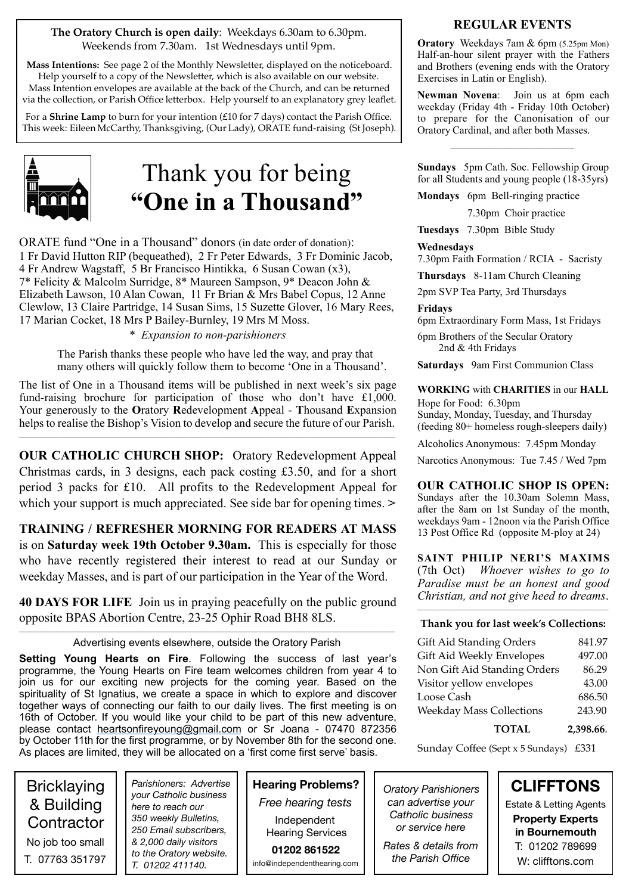**The Oratory Church is open daily**: Weekdays 6.30am to 6.30pm. Weekends from 7.30am. 1st Wednesdays until 9pm.

**Mass Intentions:** See page 2 of the Monthly Newsletter, displayed on the noticeboard. Help yourself to a copy of the Newsletter, which is also available on our website. Mass Intention envelopes are available at the back of the Church, and can be returned via the collection, or Parish Office letterbox. Help yourself to an explanatory grey leaflet.

For a **Shrine Lamp** to burn for your intention (£10 for 7 days) contact the Parish Office. This week: Eileen McCarthy, Thanksgiving, (Our Lady), ORATE fund-raising (St Joseph).

# Thank you for being **"One in a Thousand"**

ORATE fund "One in a Thousand" donors (in date order of donation):
1 Fr David Hutton RIP (bequeathed), 2 Fr Peter Edwards, 3 Fr Dominic Jacob, 4 Fr Andrew Wagstaff, 5 Br Francisco Hintikka, 6 Susan Cowan (x3), 7* Felicity & Malcolm Surridge, 8* Maureen Sampson, 9* Deacon John & Elizabeth Lawson, 10 Alan Cowan, 11 Fr Brian & Mrs Babel Copus, 12 Anne Clewlow, 13 Claire Partridge, 14 Susan Sims, 15 Suzette Glover, 16 Mary Rees, 17 Marian Cocket, 18 Mrs P Bailey-Burnley, 19 Mrs M Moss.

\* *Expansion to non-parishioners*

The Parish thanks these people who have led the way, and pray that many others will quickly follow them to become 'One in a Thousand'.

The list of One in a Thousand items will be published in next week's six page fund-raising brochure for participation of those who don't have £1,000. Your generously to the **O**ratory **R**edevelopment **A**ppeal - **T**housand **E**xpansion helps to realise the Bishop's Vision to develop and secure the future of our Parish.

**OUR CATHOLIC CHURCH SHOP:** Oratory Redevelopment Appeal Christmas cards, in 3 designs, each pack costing £3.50, and for a short period 3 packs for £10. All profits to the Redevelopment Appeal for which your support is much appreciated. See side bar for opening times. >

**TRAINING / REFRESHER MORNING FOR READERS AT MASS** is on **Saturday week 19th October 9.30am.** This is especially for those who have recently registered their interest to read at our Sunday or weekday Masses, and is part of our participation in the Year of the Word.

**40 DAYS FOR LIFE** Join us in praying peacefully on the public ground opposite BPAS Abortion Centre, 23-25 Ophir Road BH8 8LS.

Advertising events elsewhere, outside the Oratory Parish

**Setting Young Hearts on Fire**. Following the success of last year's programme, the Young Hearts on Fire team welcomes children from year 4 to join us for our exciting new projects for the coming year. Based on the spirituality of St Ignatius, we create a space in which to explore and discover together ways of connecting our faith to our daily lives. The first meeting is on 16th of October. If you would like your child to be part of this new adventure, please contact heartsonfireyoung@gmail.com or Sr Joana - 07470 872356 by October 11th for the first programme, or by November 8th for the second one. As places are limited, they will be allocated on a 'first come first serve' basis.

## REGULAR EVENTS

**Oratory** Weekdays 7am & 6pm (5.25pm Mon) Half-an-hour silent prayer with the Fathers and Brothers (evening ends with the Oratory Exercises in Latin or English).

**Newman Novena**: Join us at 6pm each weekday (Friday 4th - Friday 10th October) to prepare for the Canonisation of our Oratory Cardinal, and after both Masses.

**Sundays** 5pm Cath. Soc. Fellowship Group for all Students and young people (18-35yrs)

**Mondays** 6pm Bell-ringing practice
7.30pm Choir practice

**Tuesdays** 7.30pm Bible Study

**Wednesdays**
7.30pm Faith Formation / RCIA - Sacristy

**Thursdays** 8-11am Church Cleaning
2pm SVP Tea Party, 3rd Thursdays

**Fridays**
6pm Extraordinary Form Mass, 1st Fridays
6pm Brothers of the Secular Oratory 2nd & 4th Fridays

**Saturdays** 9am First Communion Class

**WORKING** with **CHARITIES** in our **HALL**
Hope for Food: 6.30pm
Sunday, Monday, Tuesday, and Thursday (feeding 80+ homeless rough-sleepers daily)

Alcoholics Anonymous: 7.45pm Monday

Narcotics Anonymous: Tue 7.45 / Wed 7pm

**OUR CATHOLIC SHOP IS OPEN:**
Sundays after the 10.30am Solemn Mass, after the 8am on 1st Sunday of the month, weekdays 9am - 12noon via the Parish Office 13 Post Office Rd (opposite M-ploy at 24)

**SAINT PHILIP NERI'S MAXIMS** (7th Oct) *Whoever wishes to go to Paradise must be an honest and good Christian, and not give heed to dreams*.

**Thank you for last week's Collections:**

| | |
|---|---|
| Gift Aid Standing Orders | 841.97 |
| Gift Aid Weekly Envelopes | 497.00 |
| Non Gift Aid Standing Orders | 86.29 |
| Visitor yellow envelopes | 43.00 |
| Loose Cash | 686.50 |
| Weekday Mass Collections | 243.90 |
| **TOTAL** | **2,398.66**. |

Sunday Coffee (Sept x 5 Sundays) £331

Bricklaying & Building Contractor
No job too small
T. 07763 351797

*Parishioners: Advertise your Catholic business here to reach our 350 weekly Bulletins, 250 Email subscribers, & 2,000 daily visitors to the Oratory website. T. 01202 411140.*

**Hearing Problems?**
*Free hearing tests*
Independent Hearing Services
**01202 861522**
info@independenthearing.com

*Oratory Parishioners can advertise your Catholic business or service here*
*Rates & details from the Parish Office*

**CLIFFTONS**
Estate & Letting Agents
**Property Experts in Bournemouth**
T: 01202 789699
W: clifftons.com